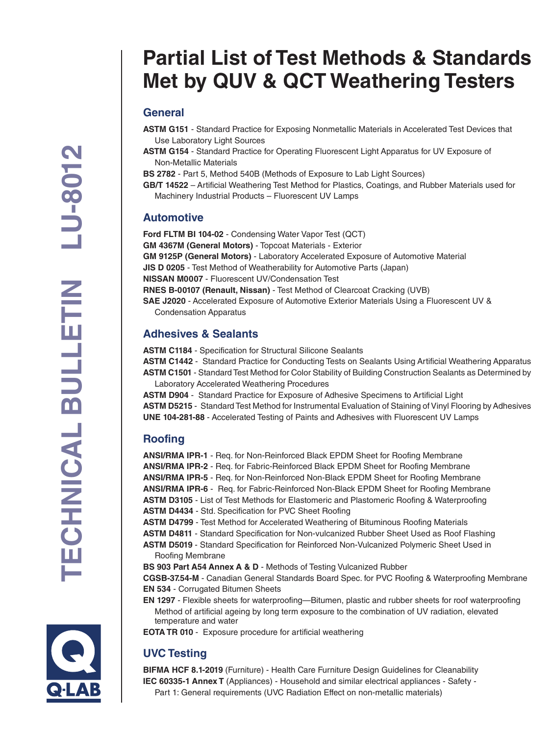# Partial List of Test Methods & Standards Met by QUV & QCT Weathering Testers

TECHNICAL BULLETIN LU-8012

## General

**ASTM G151** - Standard Practice for Exposing Nonmetallic Materials in Accelerated Test Devices that Use Laboratory Light Sources

**ASTM G154** - Standard Practice for Operating Fluorescent Light Apparatus for UV Exposure of Non-Metallic Materials

**BS 2782** - Part 5, Method 540B (Methods of Exposure to Lab Light Sources)

**GB/T 14522** – Artificial Weathering Test Method for Plastics, Coatings, and Rubber Materials used for Machinery Industrial Products – Fluorescent UV Lamps

## Automotive

**Ford FLTM BI 104-02** - Condensing Water Vapor Test (QCT)

**GM 4367M (General Motors)** - Topcoat Materials - Exterior

**GM 9125P (General Motors)** - Laboratory Accelerated Exposure of Automotive Material

**JIS D 0205** - Test Method of Weatherability for Automotive Parts (Japan)

**NISSAN M0007** - Fluorescent UV/Condensation Test

**RNES B-00107 (Renault, Nissan)** - Test Method of Clearcoat Cracking (UVB)

**SAE J2020** - Accelerated Exposure of Automotive Exterior Materials Using a Fluorescent UV & Condensation Apparatus

## Adhesives & Sealants

**ASTM C1184** - Specification for Structural Silicone Sealants

**ASTM C1442** - Standard Practice for Conducting Tests on Sealants Using Artificial Weathering Apparatus

**ASTM C1501** - Standard Test Method for Color Stability of Building Construction Sealants as Determined by Laboratory Accelerated Weathering Procedures

**ASTM D904** - Standard Practice for Exposure of Adhesive Specimens to Artificial Light

**ASTM D5215** - Standard Test Method for Instrumental Evaluation of Staining of Vinyl Flooring by Adhesives

**UNE 104-281-88** - Accelerated Testing of Paints and Adhesives with Fluorescent UV Lamps

## Roofing

**ANSI/RMA IPR-1** - Req. for Non-Reinforced Black EPDM Sheet for Roofing Membrane

**ANSI/RMA IPR-2** - Req. for Fabric-Reinforced Black EPDM Sheet for Roofing Membrane

**ANSI/RMA IPR-5** - Req. for Non-Reinforced Non-Black EPDM Sheet for Roofing Membrane

**ANSI/RMA IPR-6** - Req. for Fabric-Reinforced Non-Black EPDM Sheet for Roofing Membrane

**ASTM D3105** - List of Test Methods for Elastomeric and Plastomeric Roofing & Waterproofing

**ASTM D4434** - Std. Specification for PVC Sheet Roofing

**ASTM D4799** - Test Method for Accelerated Weathering of Bituminous Roofing Materials

**ASTM D4811** - Standard Specification for Non-vulcanized Rubber Sheet Used as Roof Flashing

**ASTM D5019** - Standard Specification for Reinforced Non-Vulcanized Polymeric Sheet Used in Roofing Membrane

**BS 903 Part A54 Annex A & D** - Methods of Testing Vulcanized Rubber

**CGSB-37.54-M** - Canadian General Standards Board Spec. for PVC Roofing & Waterproofing Membrane

**EN 534** - Corrugated Bitumen Sheets

**EN 1297** - Flexible sheets for waterproofing—Bitumen, plastic and rubber sheets for roof waterproofing Method of artificial ageing by long term exposure to the combination of UV radiation, elevated temperature and water

**EOTA TR 010** - Exposure procedure for artificial weathering

## UVC Testing

**BIFMA HCF 8.1-2019** (Furniture) - Health Care Furniture Design Guidelines for Cleanability

**IEC 60335-1 Annex T** (Appliances) - Household and similar electrical appliances - Safety - Part 1: General requirements (UVC Radiation Effect on non-metallic materials)

Q-LAB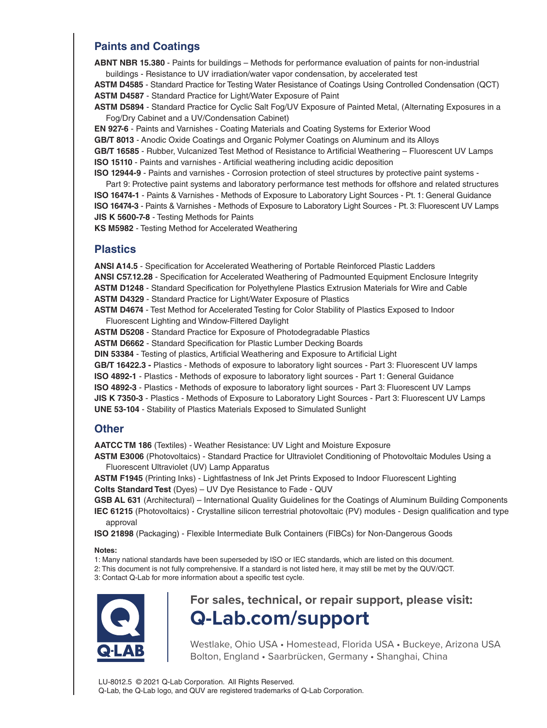## Paints and Coatings

**ABNT NBR 15.380** - Paints for buildings – Methods for performance evaluation of paints for non-industrial buildings - Resistance to UV irradiation/water vapor condensation, by accelerated test
**ASTM D4585** - Standard Practice for Testing Water Resistance of Coatings Using Controlled Condensation (QCT)
**ASTM D4587** - Standard Practice for Light/Water Exposure of Paint
**ASTM D5894** - Standard Practice for Cyclic Salt Fog/UV Exposure of Painted Metal, (Alternating Exposures in a Fog/Dry Cabinet and a UV/Condensation Cabinet)
**EN 927-6** - Paints and Varnishes - Coating Materials and Coating Systems for Exterior Wood
**GB/T 8013** - Anodic Oxide Coatings and Organic Polymer Coatings on Aluminum and its Alloys
**GB/T 16585** - Rubber, Vulcanized Test Method of Resistance to Artificial Weathering – Fluorescent UV Lamps
**ISO 15110** - Paints and varnishes - Artificial weathering including acidic deposition
**ISO 12944-9** - Paints and varnishes - Corrosion protection of steel structures by protective paint systems - Part 9: Protective paint systems and laboratory performance test methods for offshore and related structures
**ISO 16474-1** - Paints & Varnishes - Methods of Exposure to Laboratory Light Sources - Pt. 1: General Guidance
**ISO 16474-3** - Paints & Varnishes - Methods of Exposure to Laboratory Light Sources - Pt. 3: Fluorescent UV Lamps
**JIS K 5600-7-8** - Testing Methods for Paints
**KS M5982** - Testing Method for Accelerated Weathering

## Plastics

**ANSI A14.5** - Specification for Accelerated Weathering of Portable Reinforced Plastic Ladders
**ANSI C57.12.28** - Specification for Accelerated Weathering of Padmounted Equipment Enclosure Integrity
**ASTM D1248** - Standard Specification for Polyethylene Plastics Extrusion Materials for Wire and Cable
**ASTM D4329** - Standard Practice for Light/Water Exposure of Plastics
**ASTM D4674** - Test Method for Accelerated Testing for Color Stability of Plastics Exposed to Indoor Fluorescent Lighting and Window-Filtered Daylight
**ASTM D5208** - Standard Practice for Exposure of Photodegradable Plastics
**ASTM D6662** - Standard Specification for Plastic Lumber Decking Boards
**DIN 53384** - Testing of plastics, Artificial Weathering and Exposure to Artificial Light
**GB/T 16422.3 -** Plastics - Methods of exposure to laboratory light sources - Part 3: Fluorescent UV lamps
**ISO 4892-1** - Plastics - Methods of exposure to laboratory light sources - Part 1: General Guidance
**ISO 4892-3** - Plastics - Methods of exposure to laboratory light sources - Part 3: Fluorescent UV Lamps
**JIS K 7350-3** - Plastics - Methods of Exposure to Laboratory Light Sources - Part 3: Fluorescent UV Lamps
**UNE 53-104** - Stability of Plastics Materials Exposed to Simulated Sunlight

## Other

**AATCC TM 186** (Textiles) - Weather Resistance: UV Light and Moisture Exposure
**ASTM E3006** (Photovoltaics) - Standard Practice for Ultraviolet Conditioning of Photovoltaic Modules Using a Fluorescent Ultraviolet (UV) Lamp Apparatus
**ASTM F1945** (Printing Inks) - Lightfastness of Ink Jet Prints Exposed to Indoor Fluorescent Lighting
**Colts Standard Test** (Dyes) – UV Dye Resistance to Fade - QUV
**GSB AL 631** (Architectural) – International Quality Guidelines for the Coatings of Aluminum Building Components
**IEC 61215** (Photovoltaics) - Crystalline silicon terrestrial photovoltaic (PV) modules - Design qualification and type approval
**ISO 21898** (Packaging) - Flexible Intermediate Bulk Containers (FIBCs) for Non-Dangerous Goods

**Notes:**
1: Many national standards have been superseded by ISO or IEC standards, which are listed on this document.
2: This document is not fully comprehensive. If a standard is not listed here, it may still be met by the QUV/QCT.
3: Contact Q-Lab for more information about a specific test cycle.

Q-LAB

**For sales, technical, or repair support, please visit:**
**Q-Lab.com/support**

Westlake, Ohio USA • Homestead, Florida USA • Buckeye, Arizona USA
Bolton, England • Saarbrücken, Germany • Shanghai, China

LU-8012.5 © 2021 Q-Lab Corporation. All Rights Reserved.
Q-Lab, the Q-Lab logo, and QUV are registered trademarks of Q-Lab Corporation.